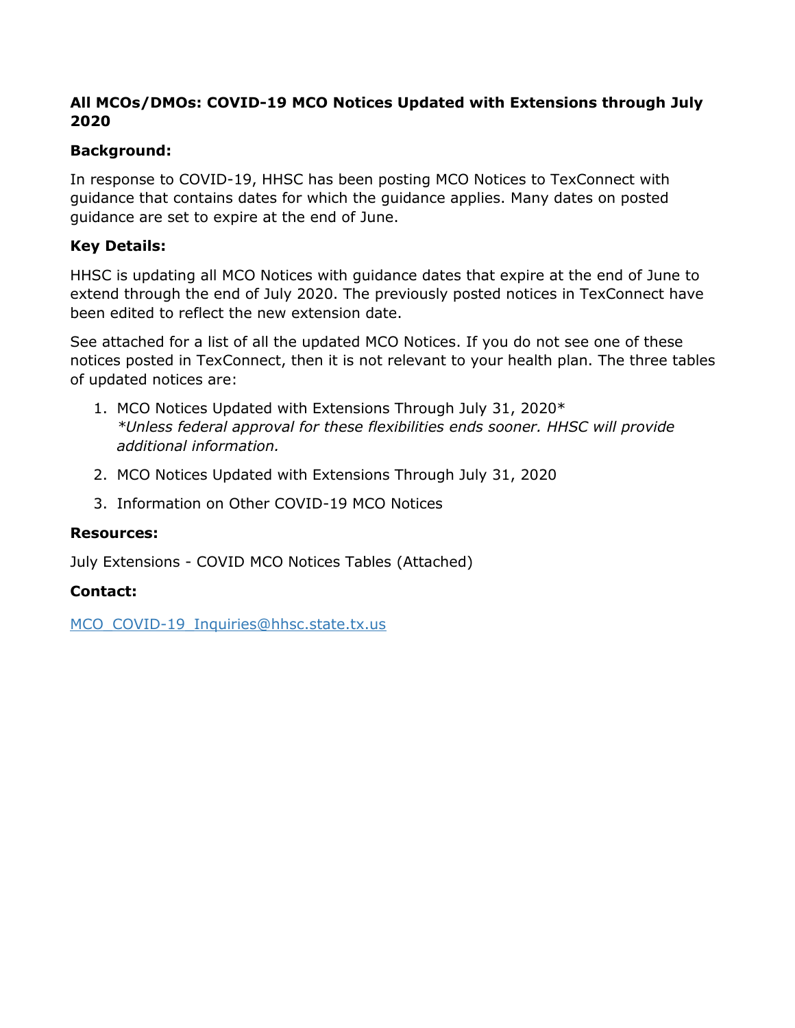**All MCOs/DMOs: COVID-19 MCO Notices Updated with Extensions through July 2020**

**Background:**

In response to COVID-19, HHSC has been posting MCO Notices to TexConnect with guidance that contains dates for which the guidance applies. Many dates on posted guidance are set to expire at the end of June.

**Key Details:**

HHSC is updating all MCO Notices with guidance dates that expire at the end of June to extend through the end of July 2020. The previously posted notices in TexConnect have been edited to reflect the new extension date.

See attached for a list of all the updated MCO Notices. If you do not see one of these notices posted in TexConnect, then it is not relevant to your health plan. The three tables of updated notices are:

1. MCO Notices Updated with Extensions Through July 31, 2020*
   *\*Unless federal approval for these flexibilities ends sooner. HHSC will provide additional information.*
2. MCO Notices Updated with Extensions Through July 31, 2020
3. Information on Other COVID-19 MCO Notices

**Resources:**

July Extensions - COVID MCO Notices Tables (Attached)

**Contact:**

MCO_COVID-19_Inquiries@hhsc.state.tx.us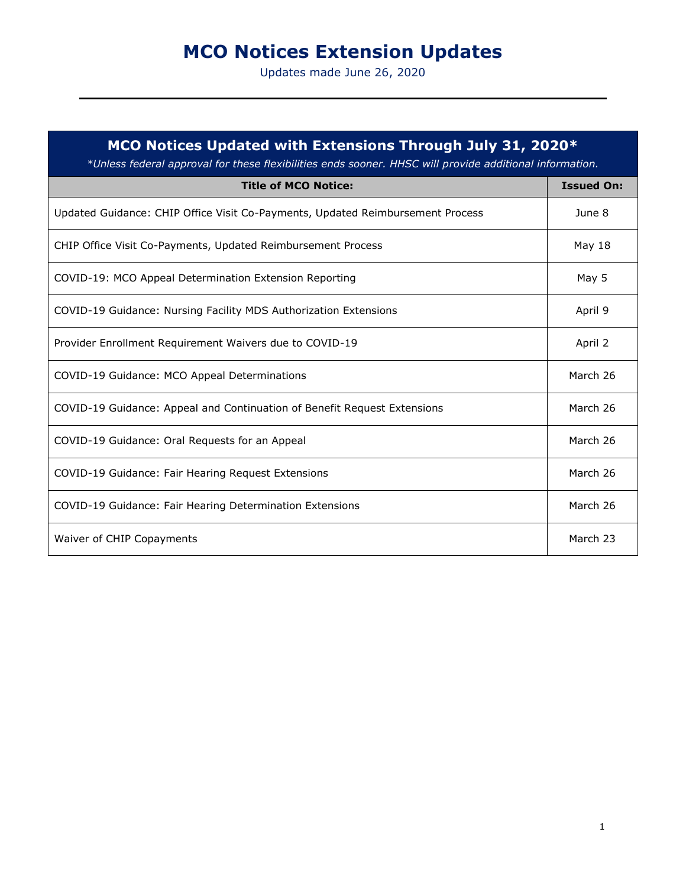# MCO Notices Extension Updates

Updates made June 26, 2020

## MCO Notices Updated with Extensions Through July 31, 2020*

*\*Unless federal approval for these flexibilities ends sooner. HHSC will provide additional information.*

| Title of MCO Notice: | Issued On: |
|---|---|
| Updated Guidance: CHIP Office Visit Co-Payments, Updated Reimbursement Process | June 8 |
| CHIP Office Visit Co-Payments, Updated Reimbursement Process | May 18 |
| COVID-19: MCO Appeal Determination Extension Reporting | May 5 |
| COVID-19 Guidance: Nursing Facility MDS Authorization Extensions | April 9 |
| Provider Enrollment Requirement Waivers due to COVID-19 | April 2 |
| COVID-19 Guidance: MCO Appeal Determinations | March 26 |
| COVID-19 Guidance: Appeal and Continuation of Benefit Request Extensions | March 26 |
| COVID-19 Guidance: Oral Requests for an Appeal | March 26 |
| COVID-19 Guidance: Fair Hearing Request Extensions | March 26 |
| COVID-19 Guidance: Fair Hearing Determination Extensions | March 26 |
| Waiver of CHIP Copayments | March 23 |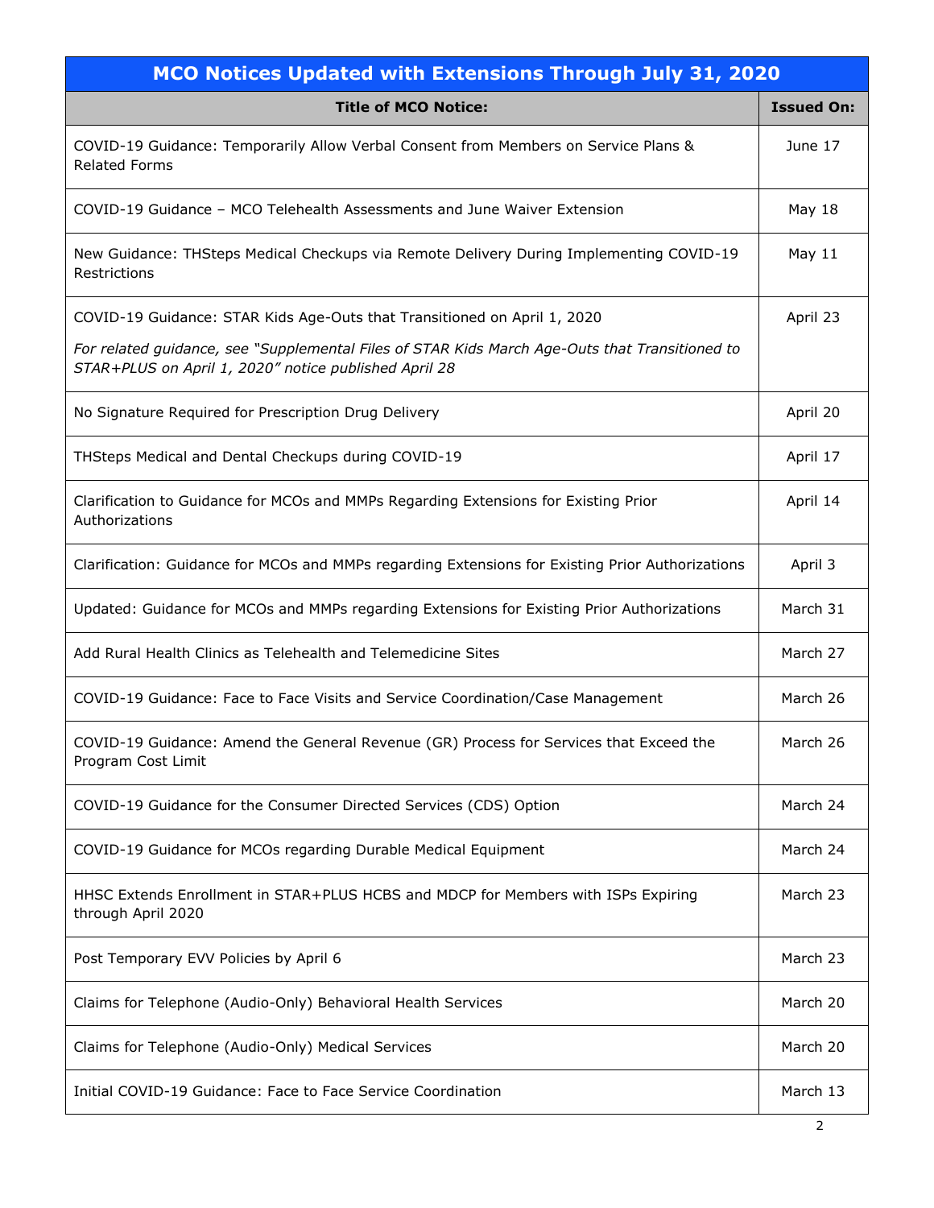| MCO Notices Updated with Extensions Through July 31, 2020 | |
|---|---|
| **Title of MCO Notice:** | **Issued On:** |
| COVID-19 Guidance: Temporarily Allow Verbal Consent from Members on Service Plans & Related Forms | June 17 |
| COVID-19 Guidance – MCO Telehealth Assessments and June Waiver Extension | May 18 |
| New Guidance: THSteps Medical Checkups via Remote Delivery During Implementing COVID-19 Restrictions | May 11 |
| COVID-19 Guidance: STAR Kids Age-Outs that Transitioned on April 1, 2020<br>*For related guidance, see "Supplemental Files of STAR Kids March Age-Outs that Transitioned to STAR+PLUS on April 1, 2020" notice published April 28* | April 23 |
| No Signature Required for Prescription Drug Delivery | April 20 |
| THSteps Medical and Dental Checkups during COVID-19 | April 17 |
| Clarification to Guidance for MCOs and MMPs Regarding Extensions for Existing Prior Authorizations | April 14 |
| Clarification: Guidance for MCOs and MMPs regarding Extensions for Existing Prior Authorizations | April 3 |
| Updated: Guidance for MCOs and MMPs regarding Extensions for Existing Prior Authorizations | March 31 |
| Add Rural Health Clinics as Telehealth and Telemedicine Sites | March 27 |
| COVID-19 Guidance: Face to Face Visits and Service Coordination/Case Management | March 26 |
| COVID-19 Guidance: Amend the General Revenue (GR) Process for Services that Exceed the Program Cost Limit | March 26 |
| COVID-19 Guidance for the Consumer Directed Services (CDS) Option | March 24 |
| COVID-19 Guidance for MCOs regarding Durable Medical Equipment | March 24 |
| HHSC Extends Enrollment in STAR+PLUS HCBS and MDCP for Members with ISPs Expiring through April 2020 | March 23 |
| Post Temporary EVV Policies by April 6 | March 23 |
| Claims for Telephone (Audio-Only) Behavioral Health Services | March 20 |
| Claims for Telephone (Audio-Only) Medical Services | March 20 |
| Initial COVID-19 Guidance: Face to Face Service Coordination | March 13 |